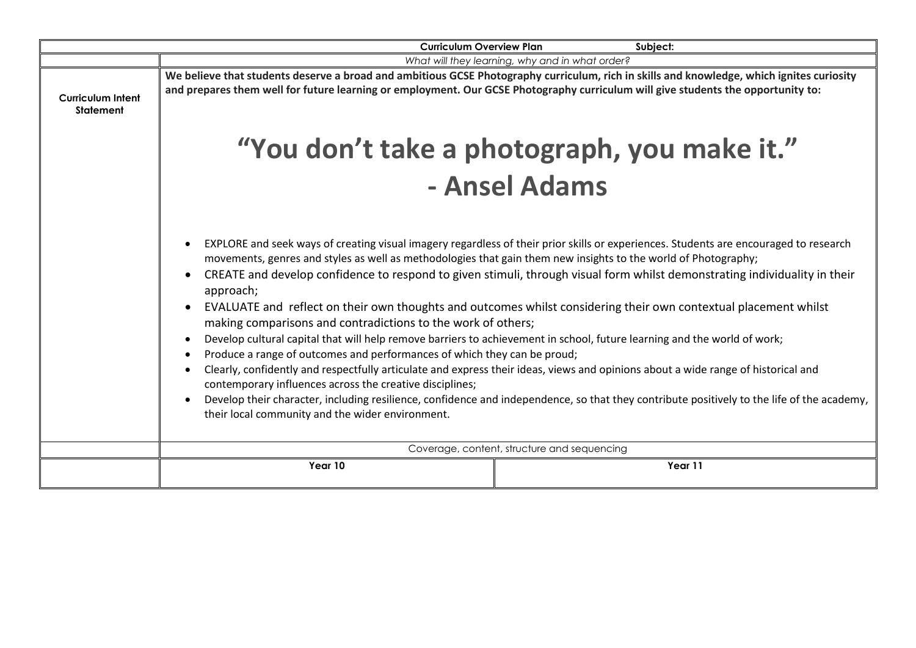| Curriculum Overview Plan Subject: | | |
|---|---|---|
| | *What will they learning, why and in what order?* | |
| **Curriculum Intent Statement** | **We believe that students deserve a broad and ambitious GCSE Photography curriculum, rich in skills and knowledge, which ignites curiosity and prepares them well for future learning or employment. Our GCSE Photography curriculum will give students the opportunity to:**<br><br>**"You don't take a photograph, you make it."**<br>**- Ansel Adams**<br><br>• EXPLORE and seek ways of creating visual imagery regardless of their prior skills or experiences. Students are encouraged to research movements, genres and styles as well as methodologies that gain them new insights to the world of Photography;<br>• CREATE and develop confidence to respond to given stimuli, through visual form whilst demonstrating individuality in their approach;<br>• EVALUATE and reflect on their own thoughts and outcomes whilst considering their own contextual placement whilst making comparisons and contradictions to the work of others;<br>• Develop cultural capital that will help remove barriers to achievement in school, future learning and the world of work;<br>• Produce a range of outcomes and performances of which they can be proud;<br>• Clearly, confidently and respectfully articulate and express their ideas, views and opinions about a wide range of historical and contemporary influences across the creative disciplines;<br>• Develop their character, including resilience, confidence and independence, so that they contribute positively to the life of the academy, their local community and the wider environment. | |
| | Coverage, content, structure and sequencing | |
| | **Year 10** | **Year 11** |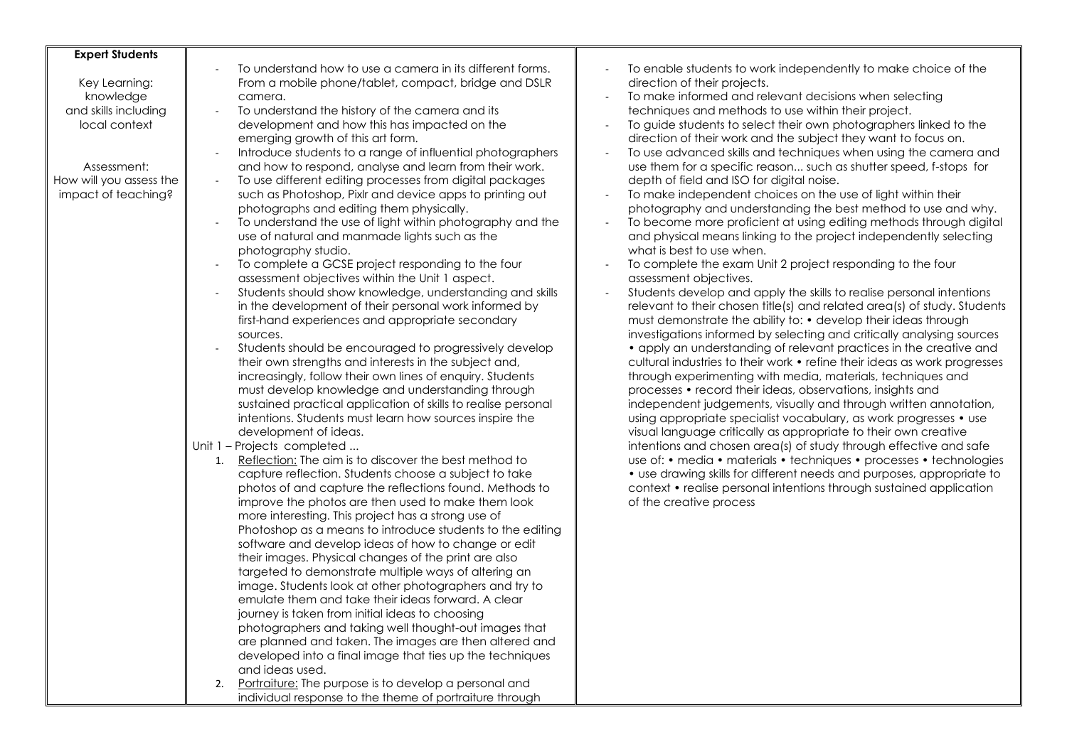| **Expert Students**<br><br>Key Learning: knowledge and skills including local context<br><br>Assessment: How will you assess the impact of teaching? | - To understand how to use a camera in its different forms. From a mobile phone/tablet, compact, bridge and DSLR camera.<br>- To understand the history of the camera and its development and how this has impacted on the emerging growth of this art form.<br>- Introduce students to a range of influential photographers and how to respond, analyse and learn from their work.<br>- To use different editing processes from digital packages such as Photoshop, Pixlr and device apps to printing out photographs and editing them physically.<br>- To understand the use of light within photography and the use of natural and manmade lights such as the photography studio.<br>- To complete a GCSE project responding to the four assessment objectives within the Unit 1 aspect.<br>- Students should show knowledge, understanding and skills in the development of their personal work informed by first-hand experiences and appropriate secondary sources.<br>- Students should be encouraged to progressively develop their own strengths and interests in the subject and, increasingly, follow their own lines of enquiry. Students must develop knowledge and understanding through sustained practical application of skills to realise personal intentions. Students must learn how sources inspire the development of ideas.<br><br>Unit 1 – Projects completed ...<br>1. <u>Reflection:</u> The aim is to discover the best method to capture reflection. Students choose a subject to take photos of and capture the reflections found. Methods to improve the photos are then used to make them look more interesting. This project has a strong use of Photoshop as a means to introduce students to the editing software and develop ideas of how to change or edit their images. Physical changes of the print are also targeted to demonstrate multiple ways of altering an image. Students look at other photographers and try to emulate them and take their ideas forward. A clear journey is taken from initial ideas to choosing photographers and taking well thought-out images that are planned and taken. The images are then altered and developed into a final image that ties up the techniques and ideas used.<br>2. <u>Portraiture:</u> The purpose is to develop a personal and individual response to the theme of portraiture through | - To enable students to work independently to make choice of the direction of their projects.<br>- To make informed and relevant decisions when selecting techniques and methods to use within their project.<br>- To guide students to select their own photographers linked to the direction of their work and the subject they want to focus on.<br>- To use advanced skills and techniques when using the camera and use them for a specific reason... such as shutter speed, f-stops for depth of field and ISO for digital noise.<br>- To make independent choices on the use of light within their photography and understanding the best method to use and why.<br>- To become more proficient at using editing methods through digital and physical means linking to the project independently selecting what is best to use when.<br>- To complete the exam Unit 2 project responding to the four assessment objectives.<br>- Students develop and apply the skills to realise personal intentions relevant to their chosen title(s) and related area(s) of study. Students must demonstrate the ability to: • develop their ideas through investigations informed by selecting and critically analysing sources • apply an understanding of relevant practices in the creative and cultural industries to their work • refine their ideas as work progresses through experimenting with media, materials, techniques and processes • record their ideas, observations, insights and independent judgements, visually and through written annotation, using appropriate specialist vocabulary, as work progresses • use visual language critically as appropriate to their own creative intentions and chosen area(s) of study through effective and safe use of: • media • materials • techniques • processes • technologies • use drawing skills for different needs and purposes, appropriate to context • realise personal intentions through sustained application of the creative process |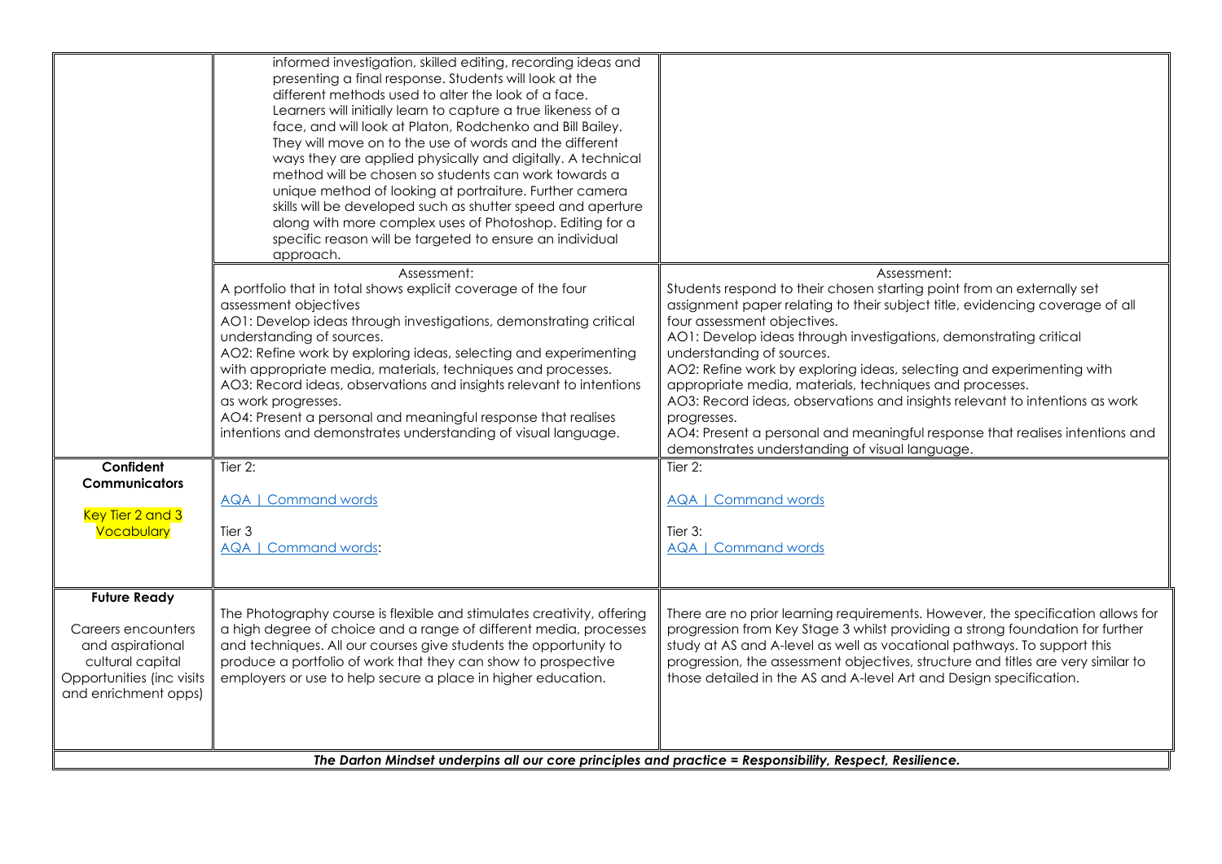| | | |
|---|---|---|
| | informed investigation, skilled editing, recording ideas and presenting a final response. Students will look at the different methods used to alter the look of a face. Learners will initially learn to capture a true likeness of a face, and will look at Platon, Rodchenko and Bill Bailey. They will move on to the use of words and the different ways they are applied physically and digitally. A technical method will be chosen so students can work towards a unique method of looking at portraiture. Further camera skills will be developed such as shutter speed and aperture along with more complex uses of Photoshop. Editing for a specific reason will be targeted to ensure an individual approach. | |
| | Assessment:<br>A portfolio that in total shows explicit coverage of the four assessment objectives<br>AO1: Develop ideas through investigations, demonstrating critical understanding of sources.<br>AO2: Refine work by exploring ideas, selecting and experimenting with appropriate media, materials, techniques and processes.<br>AO3: Record ideas, observations and insights relevant to intentions as work progresses.<br>AO4: Present a personal and meaningful response that realises intentions and demonstrates understanding of visual language. | Assessment:<br>Students respond to their chosen starting point from an externally set assignment paper relating to their subject title, evidencing coverage of all four assessment objectives.<br>AO1: Develop ideas through investigations, demonstrating critical understanding of sources.<br>AO2: Refine work by exploring ideas, selecting and experimenting with appropriate media, materials, techniques and processes.<br>AO3: Record ideas, observations and insights relevant to intentions as work progresses.<br>AO4: Present a personal and meaningful response that realises intentions and demonstrates understanding of visual language. |
| **Confident Communicators**<br><br>Key Tier 2 and 3 Vocabulary | Tier 2:<br><br>AQA \| Command words<br><br>Tier 3<br>AQA \| Command words: | Tier 2:<br><br>AQA \| Command words<br><br>Tier 3:<br>AQA \| Command words |
| **Future Ready**<br><br>Careers encounters and aspirational cultural capital Opportunities (inc visits and enrichment opps) | The Photography course is flexible and stimulates creativity, offering a high degree of choice and a range of different media, processes and techniques. All our courses give students the opportunity to produce a portfolio of work that they can show to prospective employers or use to help secure a place in higher education. | There are no prior learning requirements. However, the specification allows for progression from Key Stage 3 whilst providing a strong foundation for further study at AS and A-level as well as vocational pathways. To support this progression, the assessment objectives, structure and titles are very similar to those detailed in the AS and A-level Art and Design specification. |
| ***The Darton Mindset underpins all our core principles and practice = Responsibility, Respect, Resilience.*** | | |